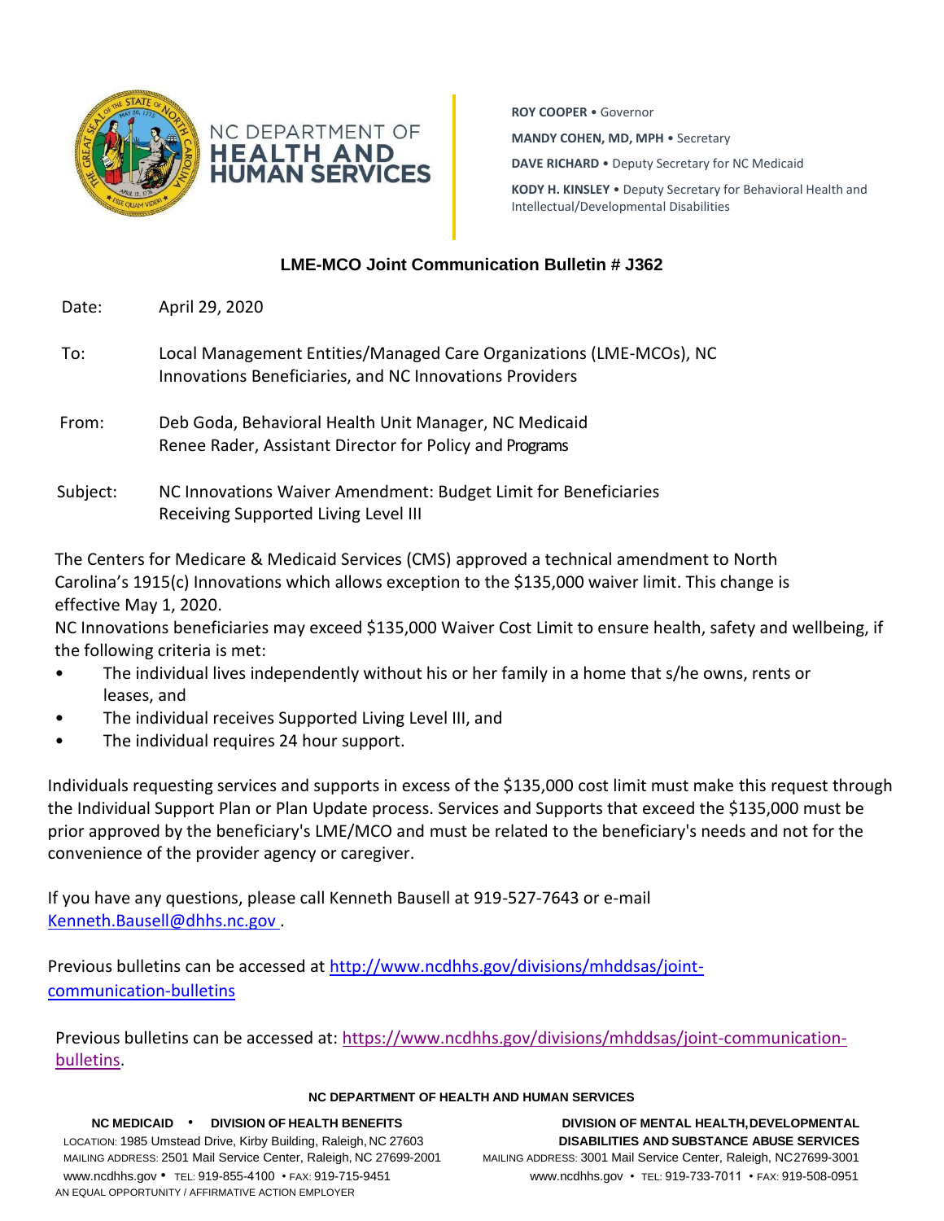NC DEPARTMENT OF
**HEALTH AND HUMAN SERVICES**

**ROY COOPER** • Governor

**MANDY COHEN, MD, MPH** • Secretary

**DAVE RICHARD** • Deputy Secretary for NC Medicaid

**KODY H. KINSLEY** • Deputy Secretary for Behavioral Health and Intellectual/Developmental Disabilities

## LME-MCO Joint Communication Bulletin # J362

Date: April 29, 2020

To: Local Management Entities/Managed Care Organizations (LME-MCOs), NC Innovations Beneficiaries, and NC Innovations Providers

From: Deb Goda, Behavioral Health Unit Manager, NC Medicaid
Renee Rader, Assistant Director for Policy and Programs

Subject: NC Innovations Waiver Amendment: Budget Limit for Beneficiaries Receiving Supported Living Level III

The Centers for Medicare & Medicaid Services (CMS) approved a technical amendment to North Carolina's 1915(c) Innovations which allows exception to the $135,000 waiver limit. This change is effective May 1, 2020.

NC Innovations beneficiaries may exceed $135,000 Waiver Cost Limit to ensure health, safety and wellbeing, if the following criteria is met:

- The individual lives independently without his or her family in a home that s/he owns, rents or leases, and
- The individual receives Supported Living Level III, and
- The individual requires 24 hour support.

Individuals requesting services and supports in excess of the $135,000 cost limit must make this request through the Individual Support Plan or Plan Update process. Services and Supports that exceed the $135,000 must be prior approved by the beneficiary's LME/MCO and must be related to the beneficiary's needs and not for the convenience of the provider agency or caregiver.

If you have any questions, please call Kenneth Bausell at 919-527-7643 or e-mail Kenneth.Bausell@dhhs.nc.gov .

Previous bulletins can be accessed at http://www.ncdhhs.gov/divisions/mhddsas/joint-communication-bulletins

Previous bulletins can be accessed at: https://www.ncdhhs.gov/divisions/mhddsas/joint-communication-bulletins.

**NC DEPARTMENT OF HEALTH AND HUMAN SERVICES**

**NC MEDICAID • DIVISION OF HEALTH BENEFITS**
LOCATION: 1985 Umstead Drive, Kirby Building, Raleigh, NC 27603
MAILING ADDRESS: 2501 Mail Service Center, Raleigh, NC 27699-2001
www.ncdhhs.gov • TEL: 919-855-4100 • FAX: 919-715-9451

**DIVISION OF MENTAL HEALTH, DEVELOPMENTAL DISABILITIES AND SUBSTANCE ABUSE SERVICES**
MAILING ADDRESS: 3001 Mail Service Center, Raleigh, NC 27699-3001
www.ncdhhs.gov • TEL: 919-733-7011 • FAX: 919-508-0951

AN EQUAL OPPORTUNITY / AFFIRMATIVE ACTION EMPLOYER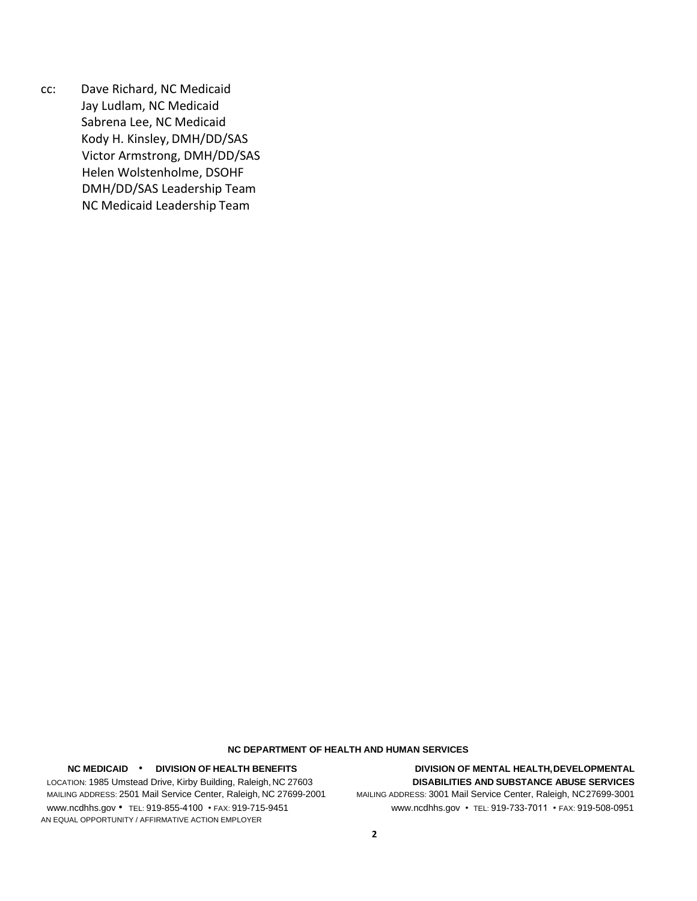cc: Dave Richard, NC Medicaid
Jay Ludlam, NC Medicaid
Sabrena Lee, NC Medicaid
Kody H. Kinsley, DMH/DD/SAS
Victor Armstrong, DMH/DD/SAS
Helen Wolstenholme, DSOHF
DMH/DD/SAS Leadership Team
NC Medicaid Leadership Team

**NC DEPARTMENT OF HEALTH AND HUMAN SERVICES**

**NC MEDICAID • DIVISION OF HEALTH BENEFITS**
LOCATION: 1985 Umstead Drive, Kirby Building, Raleigh, NC 27603
MAILING ADDRESS: 2501 Mail Service Center, Raleigh, NC 27699-2001
www.ncdhhs.gov • TEL: 919-855-4100 • FAX: 919-715-9451
AN EQUAL OPPORTUNITY / AFFIRMATIVE ACTION EMPLOYER

**DIVISION OF MENTAL HEALTH, DEVELOPMENTAL DISABILITIES AND SUBSTANCE ABUSE SERVICES**
MAILING ADDRESS: 3001 Mail Service Center, Raleigh, NC 27699-3001
www.ncdhhs.gov • TEL: 919-733-7011 • FAX: 919-508-0951